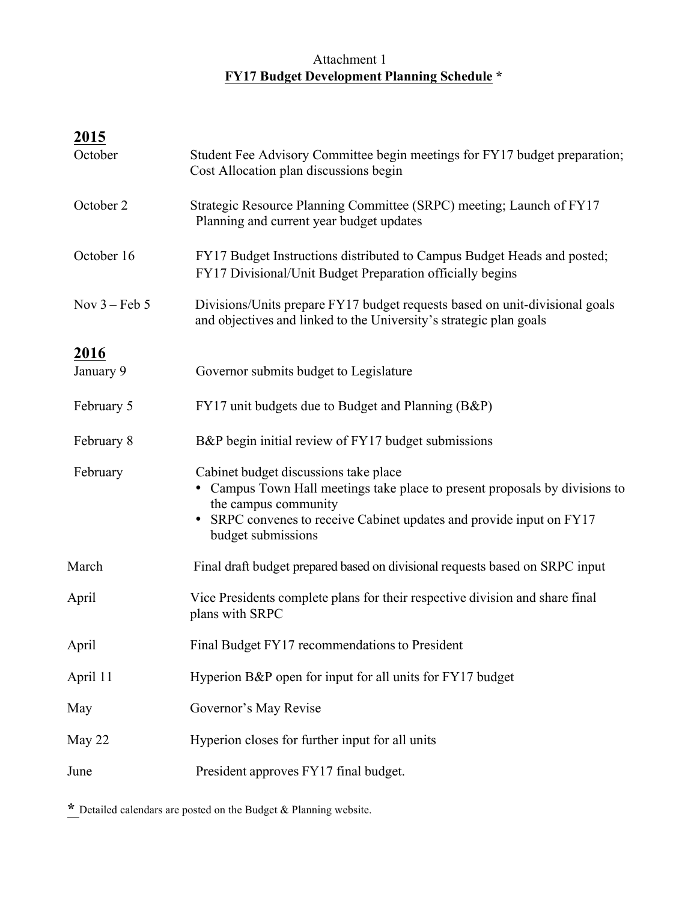Attachment 1

**FY17 Budget Development Planning Schedule** *

## 2015

| | |
|---|---|
| October | Student Fee Advisory Committee begin meetings for FY17 budget preparation; Cost Allocation plan discussions begin |
| October 2 | Strategic Resource Planning Committee (SRPC) meeting; Launch of FY17 Planning and current year budget updates |
| October 16 | FY17 Budget Instructions distributed to Campus Budget Heads and posted; FY17 Divisional/Unit Budget Preparation officially begins |
| Nov 3 – Feb 5 | Divisions/Units prepare FY17 budget requests based on unit-divisional goals and objectives and linked to the University's strategic plan goals |

## 2016

| | |
|---|---|
| January 9 | Governor submits budget to Legislature |
| February 5 | FY17 unit budgets due to Budget and Planning (B&P) |
| February 8 | B&P begin initial review of FY17 budget submissions |
| February | Cabinet budget discussions take place<br>• Campus Town Hall meetings take place to present proposals by divisions to the campus community<br>• SRPC convenes to receive Cabinet updates and provide input on FY17 budget submissions |
| March | Final draft budget prepared based on divisional requests based on SRPC input |
| April | Vice Presidents complete plans for their respective division and share final plans with SRPC |
| April | Final Budget FY17 recommendations to President |
| April 11 | Hyperion B&P open for input for all units for FY17 budget |
| May | Governor's May Revise |
| May 22 | Hyperion closes for further input for all units |
| June | President approves FY17 final budget. |

* Detailed calendars are posted on the Budget & Planning website.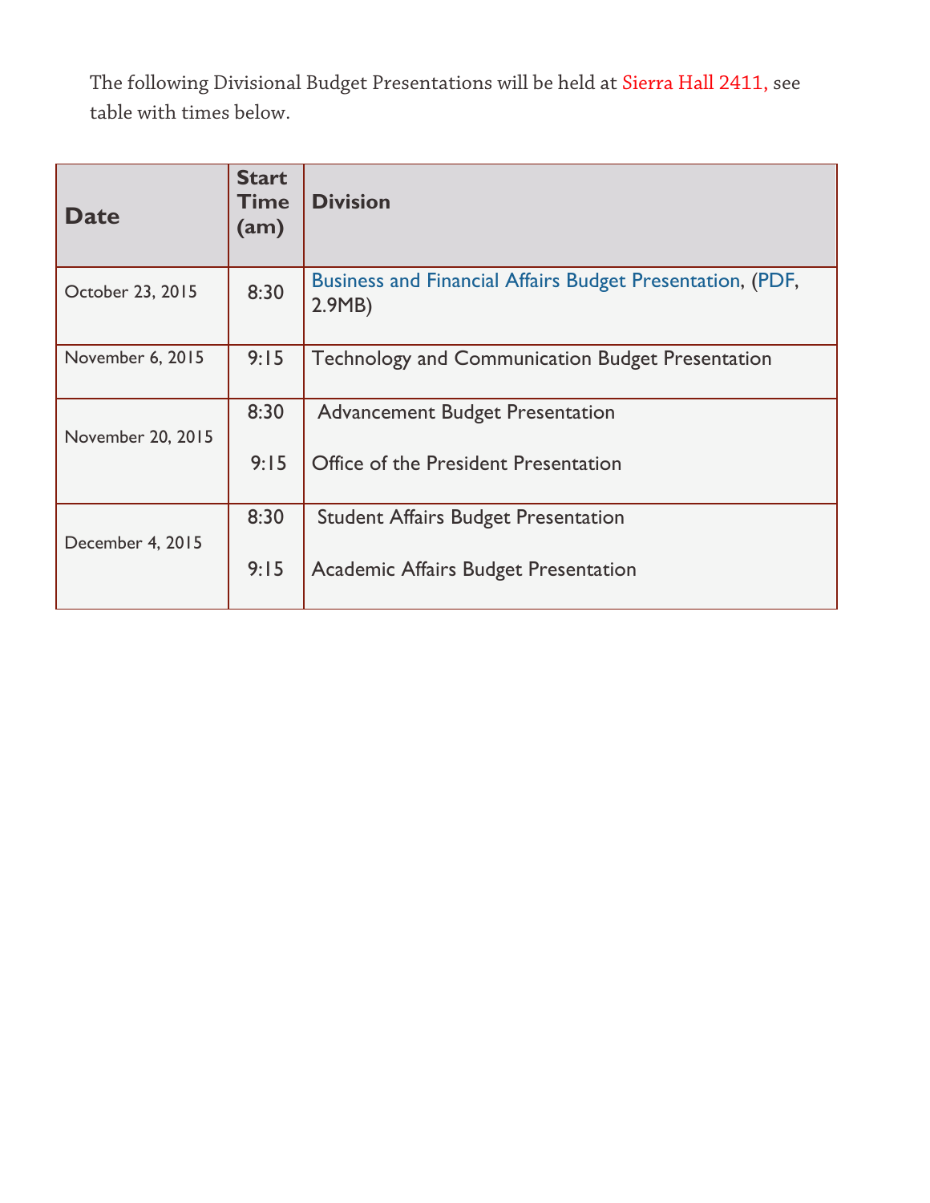The following Divisional Budget Presentations will be held at Sierra Hall 2411, see table with times below.

| Date | Start Time (am) | Division |
|---|---|---|
| October 23, 2015 | 8:30 | Business and Financial Affairs Budget Presentation, (PDF, 2.9MB) |
| November 6, 2015 | 9:15 | Technology and Communication Budget Presentation |
| November 20, 2015 | 8:30 | Advancement Budget Presentation |
| | 9:15 | Office of the President Presentation |
| December 4, 2015 | 8:30 | Student Affairs Budget Presentation |
| | 9:15 | Academic Affairs Budget Presentation |